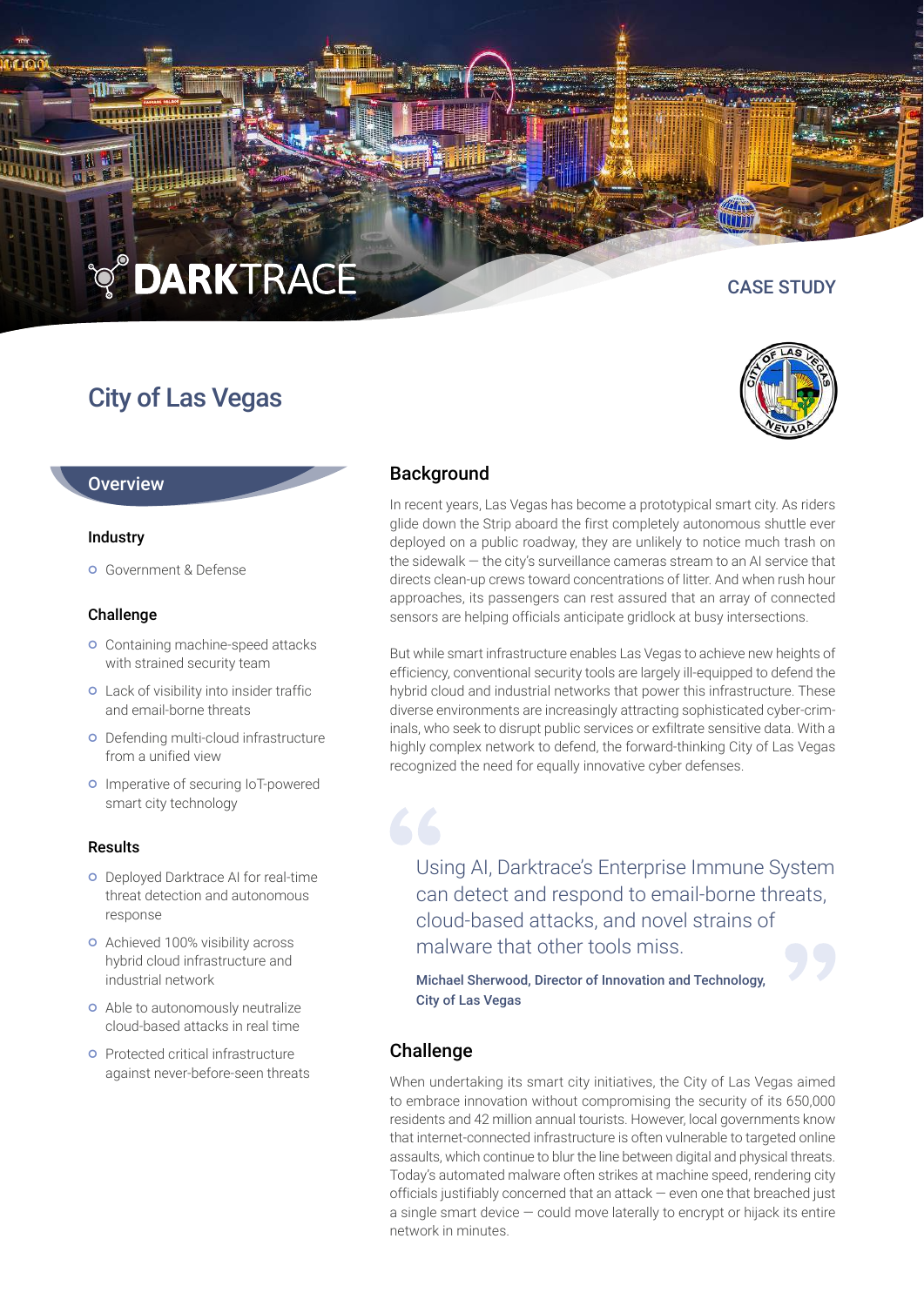DARKTRACE

CASE STUDY

# City of Las Vegas

## Overview

### Industry

- Government & Defense

### Challenge

- Containing machine-speed attacks with strained security team
- Lack of visibility into insider traffic and email-borne threats
- Defending multi-cloud infrastructure from a unified view
- Imperative of securing IoT-powered smart city technology

### Results

- Deployed Darktrace AI for real-time threat detection and autonomous response
- Achieved 100% visibility across hybrid cloud infrastructure and industrial network
- Able to autonomously neutralize cloud-based attacks in real time
- Protected critical infrastructure against never-before-seen threats

## Background

In recent years, Las Vegas has become a prototypical smart city. As riders glide down the Strip aboard the first completely autonomous shuttle ever deployed on a public roadway, they are unlikely to notice much trash on the sidewalk — the city's surveillance cameras stream to an AI service that directs clean-up crews toward concentrations of litter. And when rush hour approaches, its passengers can rest assured that an array of connected sensors are helping officials anticipate gridlock at busy intersections.

But while smart infrastructure enables Las Vegas to achieve new heights of efficiency, conventional security tools are largely ill-equipped to defend the hybrid cloud and industrial networks that power this infrastructure. These diverse environments are increasingly attracting sophisticated cyber-criminals, who seek to disrupt public services or exfiltrate sensitive data. With a highly complex network to defend, the forward-thinking City of Las Vegas recognized the need for equally innovative cyber defenses.

> "Using AI, Darktrace's Enterprise Immune System can detect and respond to email-borne threats, cloud-based attacks, and novel strains of malware that other tools miss."
>
> **Michael Sherwood, Director of Innovation and Technology, City of Las Vegas**

## Challenge

When undertaking its smart city initiatives, the City of Las Vegas aimed to embrace innovation without compromising the security of its 650,000 residents and 42 million annual tourists. However, local governments know that internet-connected infrastructure is often vulnerable to targeted online assaults, which continue to blur the line between digital and physical threats. Today's automated malware often strikes at machine speed, rendering city officials justifiably concerned that an attack — even one that breached just a single smart device — could move laterally to encrypt or hijack its entire network in minutes.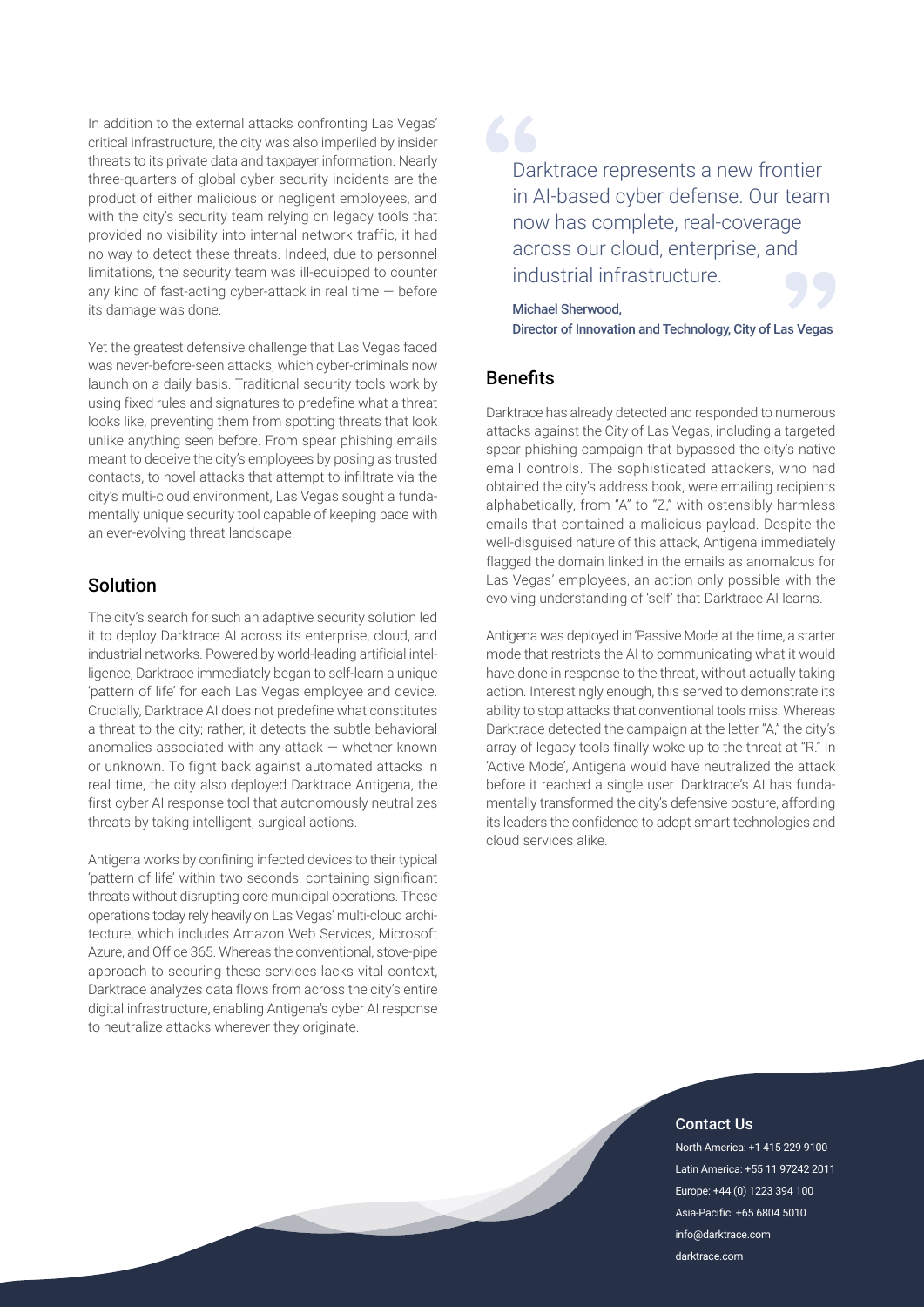In addition to the external attacks confronting Las Vegas' critical infrastructure, the city was also imperiled by insider threats to its private data and taxpayer information. Nearly three-quarters of global cyber security incidents are the product of either malicious or negligent employees, and with the city's security team relying on legacy tools that provided no visibility into internal network traffic, it had no way to detect these threats. Indeed, due to personnel limitations, the security team was ill-equipped to counter any kind of fast-acting cyber-attack in real time — before its damage was done.

Yet the greatest defensive challenge that Las Vegas faced was never-before-seen attacks, which cyber-criminals now launch on a daily basis. Traditional security tools work by using fixed rules and signatures to predefine what a threat looks like, preventing them from spotting threats that look unlike anything seen before. From spear phishing emails meant to deceive the city's employees by posing as trusted contacts, to novel attacks that attempt to infiltrate via the city's multi-cloud environment, Las Vegas sought a fundamentally unique security tool capable of keeping pace with an ever-evolving threat landscape.

## Solution

The city's search for such an adaptive security solution led it to deploy Darktrace AI across its enterprise, cloud, and industrial networks. Powered by world-leading artificial intelligence, Darktrace immediately began to self-learn a unique 'pattern of life' for each Las Vegas employee and device. Crucially, Darktrace AI does not predefine what constitutes a threat to the city; rather, it detects the subtle behavioral anomalies associated with any attack — whether known or unknown. To fight back against automated attacks in real time, the city also deployed Darktrace Antigena, the first cyber AI response tool that autonomously neutralizes threats by taking intelligent, surgical actions.

Antigena works by confining infected devices to their typical 'pattern of life' within two seconds, containing significant threats without disrupting core municipal operations. These operations today rely heavily on Las Vegas' multi-cloud architecture, which includes Amazon Web Services, Microsoft Azure, and Office 365. Whereas the conventional, stove-pipe approach to securing these services lacks vital context, Darktrace analyzes data flows from across the city's entire digital infrastructure, enabling Antigena's cyber AI response to neutralize attacks wherever they originate.

> Darktrace represents a new frontier in AI-based cyber defense. Our team now has complete, real-coverage across our cloud, enterprise, and industrial infrastructure.
>
> **Michael Sherwood,**
> **Director of Innovation and Technology, City of Las Vegas**

## Benefits

Darktrace has already detected and responded to numerous attacks against the City of Las Vegas, including a targeted spear phishing campaign that bypassed the city's native email controls. The sophisticated attackers, who had obtained the city's address book, were emailing recipients alphabetically, from "A" to "Z," with ostensibly harmless emails that contained a malicious payload. Despite the well-disguised nature of this attack, Antigena immediately flagged the domain linked in the emails as anomalous for Las Vegas' employees, an action only possible with the evolving understanding of 'self' that Darktrace AI learns.

Antigena was deployed in 'Passive Mode' at the time, a starter mode that restricts the AI to communicating what it would have done in response to the threat, without actually taking action. Interestingly enough, this served to demonstrate its ability to stop attacks that conventional tools miss. Whereas Darktrace detected the campaign at the letter "A," the city's array of legacy tools finally woke up to the threat at "R." In 'Active Mode', Antigena would have neutralized the attack before it reached a single user. Darktrace's AI has fundamentally transformed the city's defensive posture, affording its leaders the confidence to adopt smart technologies and cloud services alike.

### Contact Us

North America: +1 415 229 9100
Latin America: +55 11 97242 2011
Europe: +44 (0) 1223 394 100
Asia-Pacific: +65 6804 5010
info@darktrace.com
darktrace.com